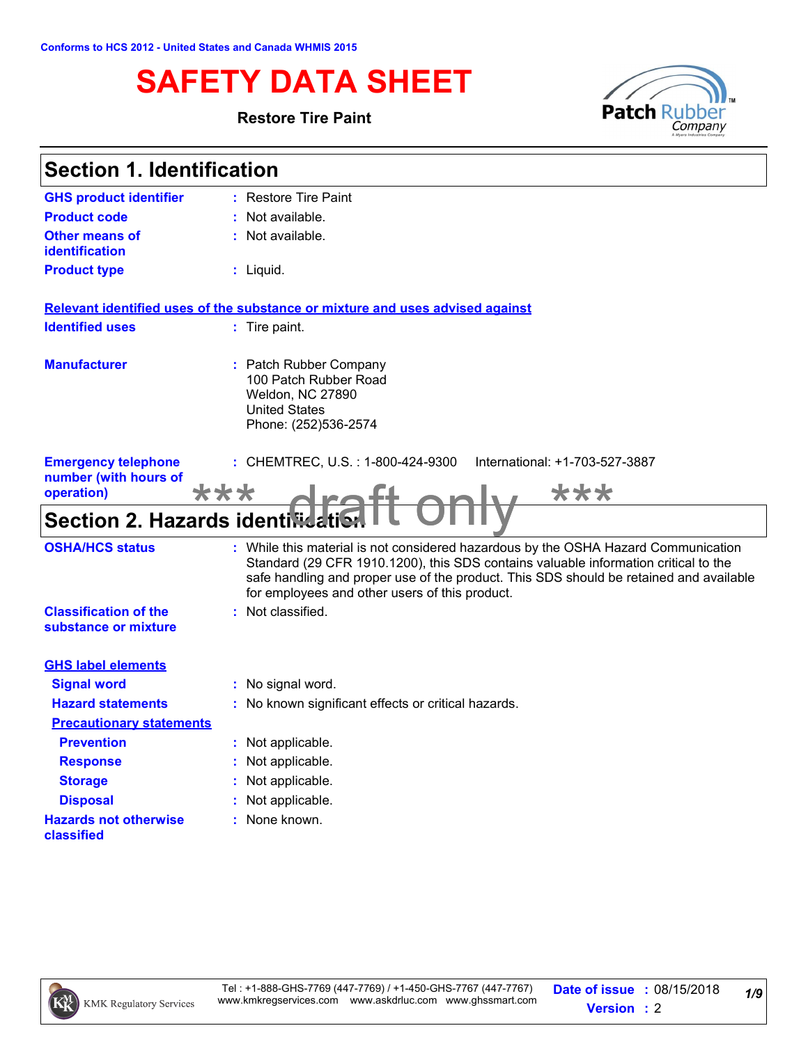Conforms to HCS 2012 - United States and Canada WHMIS 2015

# SAFETY DATA SHEET

**Restore Tire Paint**

## Section 1. Identification

| | |
|---|---|
| **GHS product identifier** | : Restore Tire Paint |
| **Product code** | : Not available. |
| **Other means of identification** | : Not available. |
| **Product type** | : Liquid. |

**Relevant identified uses of the substance or mixture and uses advised against**

| | |
|---|---|
| **Identified uses** | : Tire paint. |
| **Manufacturer** | : Patch Rubber Company<br>100 Patch Rubber Road<br>Weldon, NC 27890<br>United States<br>Phone: (252)536-2574 |
| **Emergency telephone number (with hours of operation)** | : CHEMTREC, U.S. : 1-800-424-9300 International: +1-703-527-3887 |

*** draft only ***

## Section 2. Hazards identification

| | |
|---|---|
| **OSHA/HCS status** | : While this material is not considered hazardous by the OSHA Hazard Communication Standard (29 CFR 1910.1200), this SDS contains valuable information critical to the safe handling and proper use of the product. This SDS should be retained and available for employees and other users of this product. |
| **Classification of the substance or mixture** | : Not classified. |

**GHS label elements**

| | |
|---|---|
| **Signal word** | : No signal word. |
| **Hazard statements** | : No known significant effects or critical hazards. |

**Precautionary statements**

| | |
|---|---|
| **Prevention** | : Not applicable. |
| **Response** | : Not applicable. |
| **Storage** | : Not applicable. |
| **Disposal** | : Not applicable. |
| **Hazards not otherwise classified** | : None known. |

Date of issue : 08/15/2018
Version : 2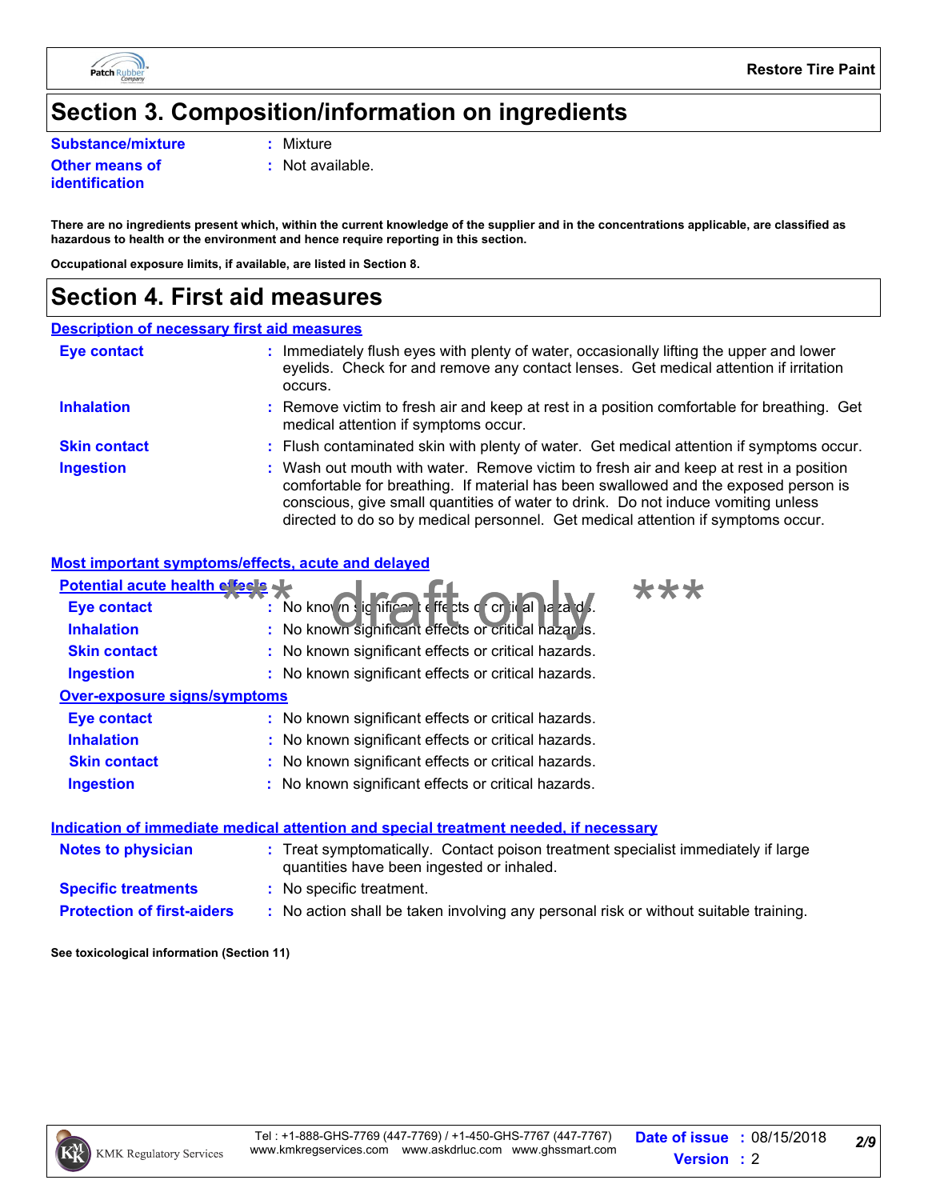## Section 3. Composition/information on ingredients

| | |
|---|---|
| **Substance/mixture** | : Mixture |
| **Other means of identification** | : Not available. |

**There are no ingredients present which, within the current knowledge of the supplier and in the concentrations applicable, are classified as hazardous to health or the environment and hence require reporting in this section.**

**Occupational exposure limits, if available, are listed in Section 8.**

## Section 4. First aid measures

### Description of necessary first aid measures

| | |
|---|---|
| **Eye contact** | : Immediately flush eyes with plenty of water, occasionally lifting the upper and lower eyelids. Check for and remove any contact lenses. Get medical attention if irritation occurs. |
| **Inhalation** | : Remove victim to fresh air and keep at rest in a position comfortable for breathing. Get medical attention if symptoms occur. |
| **Skin contact** | : Flush contaminated skin with plenty of water. Get medical attention if symptoms occur. |
| **Ingestion** | : Wash out mouth with water. Remove victim to fresh air and keep at rest in a position comfortable for breathing. If material has been swallowed and the exposed person is conscious, give small quantities of water to drink. Do not induce vomiting unless directed to do so by medical personnel. Get medical attention if symptoms occur. |

### Most important symptoms/effects, acute and delayed

**Potential acute health effects**

*** draft only ***

| | |
|---|---|
| **Eye contact** | : No known significant effects or critical hazards. |
| **Inhalation** | : No known significant effects or critical hazards. |
| **Skin contact** | : No known significant effects or critical hazards. |
| **Ingestion** | : No known significant effects or critical hazards. |

**Over-exposure signs/symptoms**

| | |
|---|---|
| **Eye contact** | : No known significant effects or critical hazards. |
| **Inhalation** | : No known significant effects or critical hazards. |
| **Skin contact** | : No known significant effects or critical hazards. |
| **Ingestion** | : No known significant effects or critical hazards. |

### Indication of immediate medical attention and special treatment needed, if necessary

| | |
|---|---|
| **Notes to physician** | : Treat symptomatically. Contact poison treatment specialist immediately if large quantities have been ingested or inhaled. |
| **Specific treatments** | : No specific treatment. |
| **Protection of first-aiders** | : No action shall be taken involving any personal risk or without suitable training. |

**See toxicological information (Section 11)**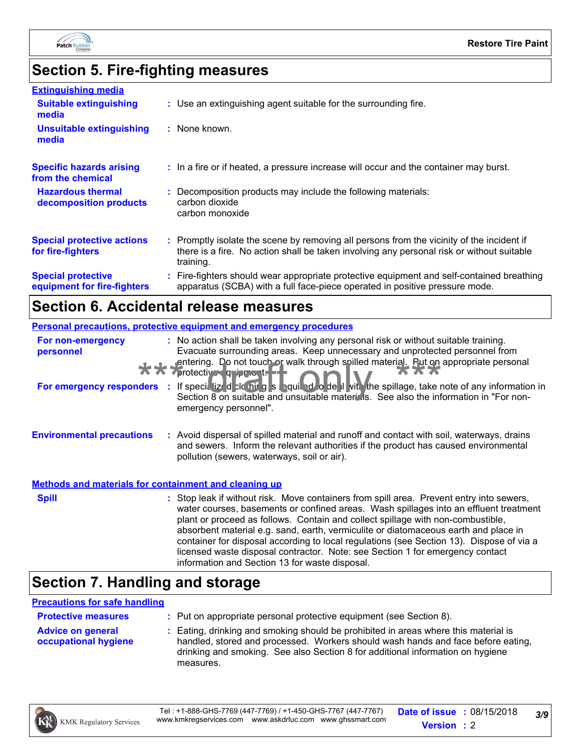## Section 5. Fire-fighting measures

### Extinguishing media

| | |
|---|---|
| **Suitable extinguishing media** | : Use an extinguishing agent suitable for the surrounding fire. |
| **Unsuitable extinguishing media** | : None known. |
| **Specific hazards arising from the chemical** | : In a fire or if heated, a pressure increase will occur and the container may burst. |
| **Hazardous thermal decomposition products** | : Decomposition products may include the following materials: carbon dioxide carbon monoxide |
| **Special protective actions for fire-fighters** | : Promptly isolate the scene by removing all persons from the vicinity of the incident if there is a fire. No action shall be taken involving any personal risk or without suitable training. |
| **Special protective equipment for fire-fighters** | : Fire-fighters should wear appropriate protective equipment and self-contained breathing apparatus (SCBA) with a full face-piece operated in positive pressure mode. |

## Section 6. Accidental release measures

### Personal precautions, protective equipment and emergency procedures

| | |
|---|---|
| **For non-emergency personnel** | : No action shall be taken involving any personal risk or without suitable training. Evacuate surrounding areas. Keep unnecessary and unprotected personnel from entering. Do not touch or walk through spilled material. Put on appropriate personal protective equipment. |
| **For emergency responders** | : If specialized clothing is required to deal with the spillage, take note of any information in Section 8 on suitable and unsuitable materials. See also the information in "For non-emergency personnel". |
| **Environmental precautions** | : Avoid dispersal of spilled material and runoff and contact with soil, waterways, drains and sewers. Inform the relevant authorities if the product has caused environmental pollution (sewers, waterways, soil or air). |

*** draft only ***

### Methods and materials for containment and cleaning up

| | |
|---|---|
| **Spill** | : Stop leak if without risk. Move containers from spill area. Prevent entry into sewers, water courses, basements or confined areas. Wash spillages into an effluent treatment plant or proceed as follows. Contain and collect spillage with non-combustible, absorbent material e.g. sand, earth, vermiculite or diatomaceous earth and place in container for disposal according to local regulations (see Section 13). Dispose of via a licensed waste disposal contractor. Note: see Section 1 for emergency contact information and Section 13 for waste disposal. |

## Section 7. Handling and storage

### Precautions for safe handling

| | |
|---|---|
| **Protective measures** | : Put on appropriate personal protective equipment (see Section 8). |
| **Advice on general occupational hygiene** | : Eating, drinking and smoking should be prohibited in areas where this material is handled, stored and processed. Workers should wash hands and face before eating, drinking and smoking. See also Section 8 for additional information on hygiene measures. |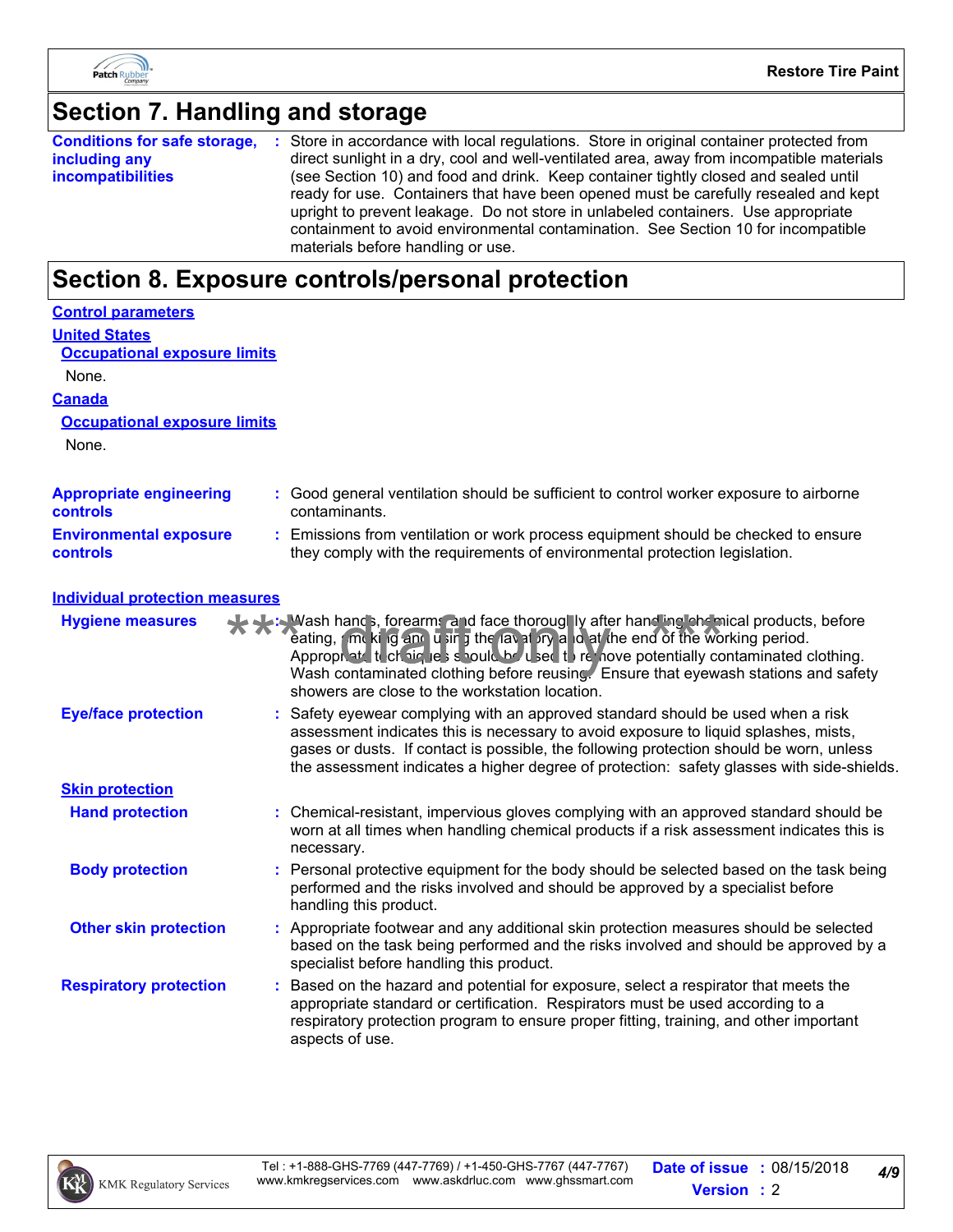## Section 7. Handling and storage

**Conditions for safe storage, including any incompatibilities** : Store in accordance with local regulations. Store in original container protected from direct sunlight in a dry, cool and well-ventilated area, away from incompatible materials (see Section 10) and food and drink. Keep container tightly closed and sealed until ready for use. Containers that have been opened must be carefully resealed and kept upright to prevent leakage. Do not store in unlabeled containers. Use appropriate containment to avoid environmental contamination. See Section 10 for incompatible materials before handling or use.

## Section 8. Exposure controls/personal protection

### Control parameters

#### United States

**Occupational exposure limits**

None.

#### Canada

**Occupational exposure limits**

None.

**Appropriate engineering controls** : Good general ventilation should be sufficient to control worker exposure to airborne contaminants.

**Environmental exposure controls** : Emissions from ventilation or work process equipment should be checked to ensure they comply with the requirements of environmental protection legislation.

### Individual protection measures

**Hygiene measures** : Wash hands, forearms and face thoroughly after handling chemical products, before eating, smoking and using the lavatory and at the end of the working period. Appropriate techniques should be used to remove potentially contaminated clothing. Wash contaminated clothing before reusing. Ensure that eyewash stations and safety showers are close to the workstation location.

*** draft only ***

**Eye/face protection** : Safety eyewear complying with an approved standard should be used when a risk assessment indicates this is necessary to avoid exposure to liquid splashes, mists, gases or dusts. If contact is possible, the following protection should be worn, unless the assessment indicates a higher degree of protection: safety glasses with side-shields.

#### Skin protection

**Hand protection** : Chemical-resistant, impervious gloves complying with an approved standard should be worn at all times when handling chemical products if a risk assessment indicates this is necessary.

**Body protection** : Personal protective equipment for the body should be selected based on the task being performed and the risks involved and should be approved by a specialist before handling this product.

**Other skin protection** : Appropriate footwear and any additional skin protection measures should be selected based on the task being performed and the risks involved and should be approved by a specialist before handling this product.

**Respiratory protection** : Based on the hazard and potential for exposure, select a respirator that meets the appropriate standard or certification. Respirators must be used according to a respiratory protection program to ensure proper fitting, training, and other important aspects of use.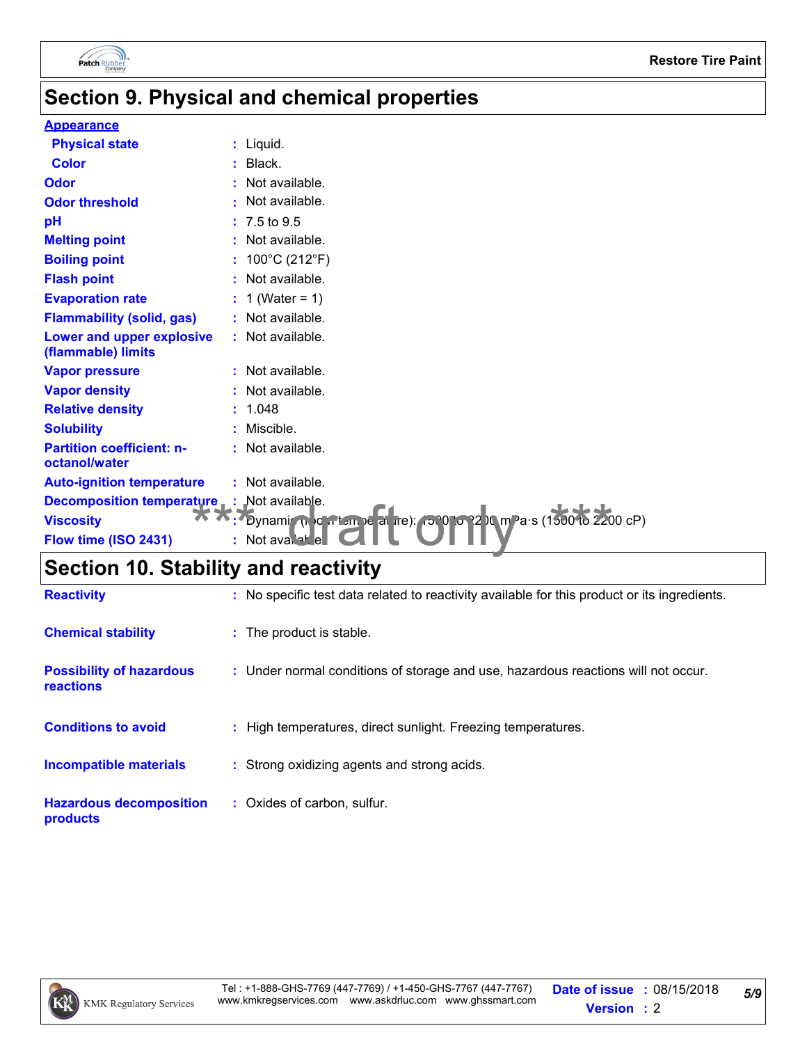## Section 9. Physical and chemical properties

**Appearance**

| | |
|---|---|
| **Physical state** | : Liquid. |
| **Color** | : Black. |
| **Odor** | : Not available. |
| **Odor threshold** | : Not available. |
| **pH** | : 7.5 to 9.5 |
| **Melting point** | : Not available. |
| **Boiling point** | : 100°C (212°F) |
| **Flash point** | : Not available. |
| **Evaporation rate** | : 1 (Water = 1) |
| **Flammability (solid, gas)** | : Not available. |
| **Lower and upper explosive (flammable) limits** | : Not available. |
| **Vapor pressure** | : Not available. |
| **Vapor density** | : Not available. |
| **Relative density** | : 1.048 |
| **Solubility** | : Miscible. |
| **Partition coefficient: n-octanol/water** | : Not available. |
| **Auto-ignition temperature** | : Not available. |
| **Decomposition temperature** | : Not available. |
| **Viscosity** | : Dynamic (room temperature): 1500 to 2200 mPa·s (1500 to 2200 cP) |
| **Flow time (ISO 2431)** | : Not available. |

*** draft only ***

## Section 10. Stability and reactivity

| | |
|---|---|
| **Reactivity** | : No specific test data related to reactivity available for this product or its ingredients. |
| **Chemical stability** | : The product is stable. |
| **Possibility of hazardous reactions** | : Under normal conditions of storage and use, hazardous reactions will not occur. |
| **Conditions to avoid** | : High temperatures, direct sunlight. Freezing temperatures. |
| **Incompatible materials** | : Strong oxidizing agents and strong acids. |
| **Hazardous decomposition products** | : Oxides of carbon, sulfur. |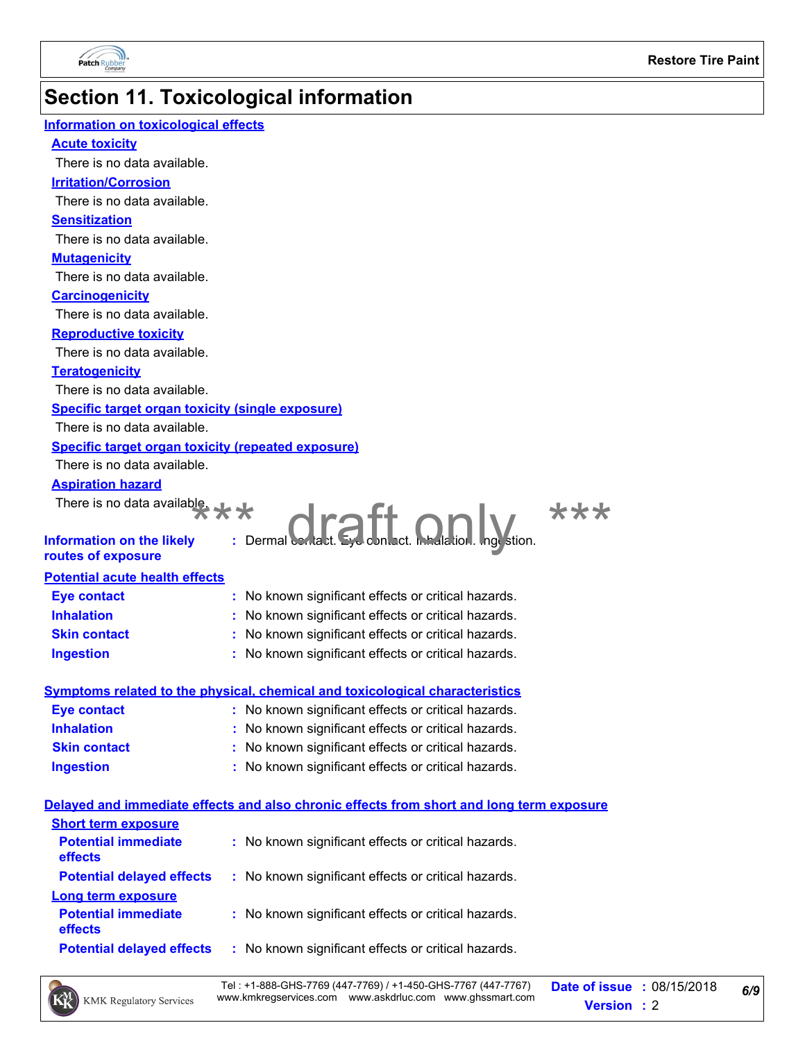# Section 11. Toxicological information

**Information on toxicological effects**

**Acute toxicity**

There is no data available.

**Irritation/Corrosion**

There is no data available.

**Sensitization**

There is no data available.

**Mutagenicity**

There is no data available.

**Carcinogenicity**

There is no data available.

**Reproductive toxicity**

There is no data available.

**Teratogenicity**

There is no data available.

**Specific target organ toxicity (single exposure)**

There is no data available.

**Specific target organ toxicity (repeated exposure)**

There is no data available.

**Aspiration hazard**

There is no data available.

*** draft only ***

**Information on the likely routes of exposure** : Dermal contact. Eye contact. Inhalation. Ingestion.

**Potential acute health effects**

**Eye contact** : No known significant effects or critical hazards.

**Inhalation** : No known significant effects or critical hazards.

**Skin contact** : No known significant effects or critical hazards.

**Ingestion** : No known significant effects or critical hazards.

**Symptoms related to the physical, chemical and toxicological characteristics**

**Eye contact** : No known significant effects or critical hazards.

**Inhalation** : No known significant effects or critical hazards.

**Skin contact** : No known significant effects or critical hazards.

**Ingestion** : No known significant effects or critical hazards.

**Delayed and immediate effects and also chronic effects from short and long term exposure**

**Short term exposure**

**Potential immediate effects** : No known significant effects or critical hazards.

**Potential delayed effects** : No known significant effects or critical hazards.

**Long term exposure**

**Potential immediate effects** : No known significant effects or critical hazards.

**Potential delayed effects** : No known significant effects or critical hazards.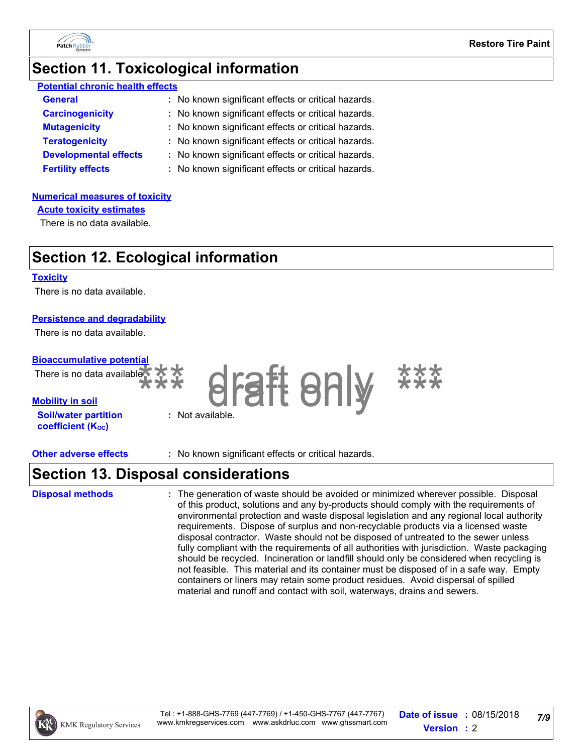## Section 11. Toxicological information

**Potential chronic health effects**

| | |
|---|---|
| **General** | : No known significant effects or critical hazards. |
| **Carcinogenicity** | : No known significant effects or critical hazards. |
| **Mutagenicity** | : No known significant effects or critical hazards. |
| **Teratogenicity** | : No known significant effects or critical hazards. |
| **Developmental effects** | : No known significant effects or critical hazards. |
| **Fertility effects** | : No known significant effects or critical hazards. |

**Numerical measures of toxicity**

**Acute toxicity estimates**

There is no data available.

## Section 12. Ecological information

**Toxicity**

There is no data available.

**Persistence and degradability**

There is no data available.

**Bioaccumulative potential**

There is no data available.

*** draft only ***

**Mobility in soil**

**Soil/water partition coefficient ($K_{OC}$)** : Not available.

**Other adverse effects** : No known significant effects or critical hazards.

## Section 13. Disposal considerations

**Disposal methods** : The generation of waste should be avoided or minimized wherever possible. Disposal of this product, solutions and any by-products should comply with the requirements of environmental protection and waste disposal legislation and any regional local authority requirements. Dispose of surplus and non-recyclable products via a licensed waste disposal contractor. Waste should not be disposed of untreated to the sewer unless fully compliant with the requirements of all authorities with jurisdiction. Waste packaging should be recycled. Incineration or landfill should only be considered when recycling is not feasible. This material and its container must be disposed of in a safe way. Empty containers or liners may retain some product residues. Avoid dispersal of spilled material and runoff and contact with soil, waterways, drains and sewers.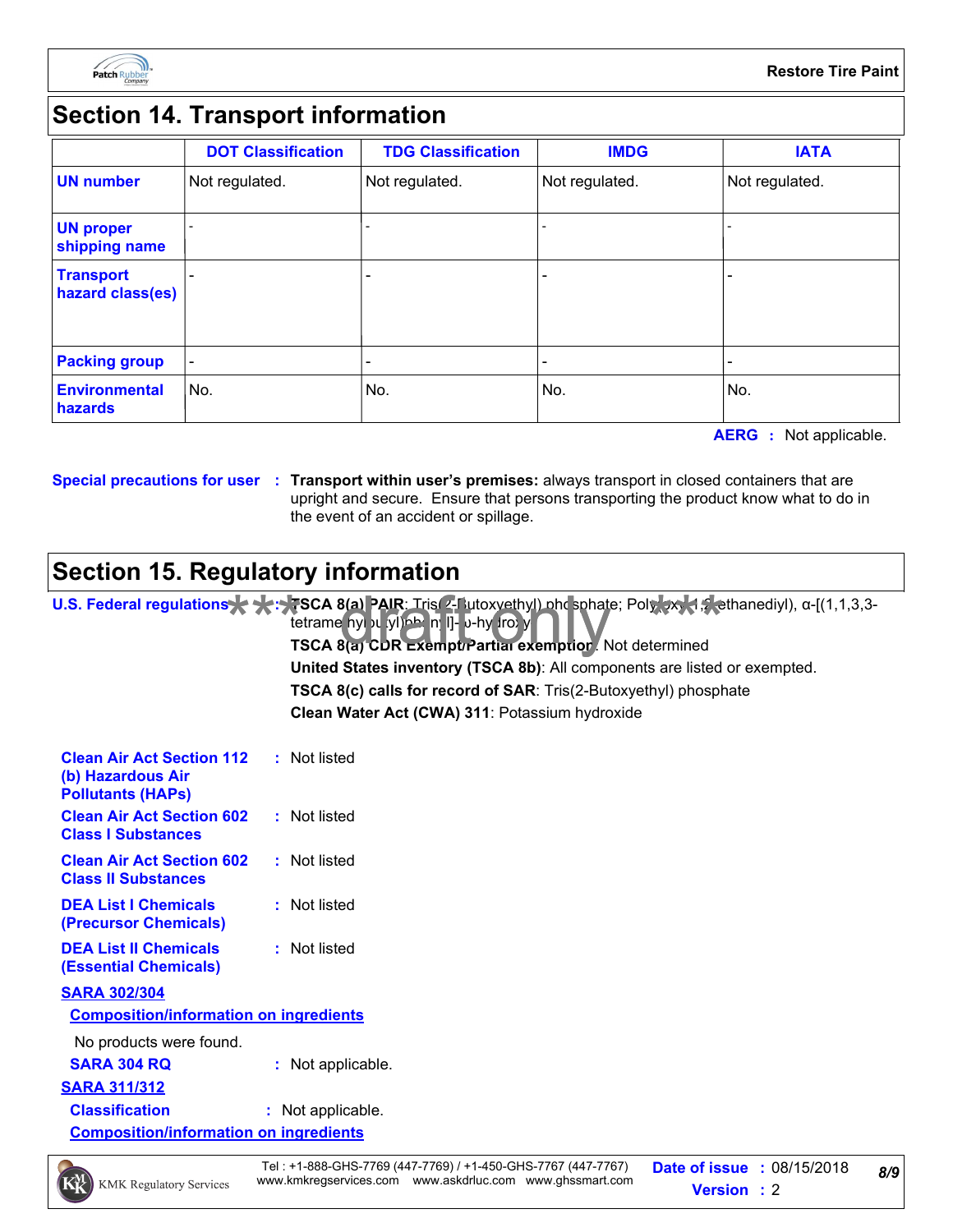## Section 14. Transport information

| | DOT Classification | TDG Classification | IMDG | IATA |
|---|---|---|---|---|
| UN number | Not regulated. | Not regulated. | Not regulated. | Not regulated. |
| UN proper shipping name | - | - | - | - |
| Transport hazard class(es) | - | - | - | - |
| Packing group | - | - | - | - |
| Environmental hazards | No. | No. | No. | No. |

**AERG** : Not applicable.

**Special precautions for user** : **Transport within user's premises:** always transport in closed containers that are upright and secure. Ensure that persons transporting the product know what to do in the event of an accident or spillage.

## Section 15. Regulatory information

**U.S. Federal regulations** : **TSCA 8(a) PAIR**: Tris(2-Butoxyethyl) phosphate; Poly(oxy-1,2-ethanediyl), α-[(1,1,3,3-tetramethylbutyl)phenyl]-ω-hydroxy-

**TSCA 8(a) CDR Exempt/Partial exemption**: Not determined

**United States inventory (TSCA 8b)**: All components are listed or exempted.

**TSCA 8(c) calls for record of SAR**: Tris(2-Butoxyethyl) phosphate

**Clean Water Act (CWA) 311**: Potassium hydroxide

**Clean Air Act Section 112 (b) Hazardous Air Pollutants (HAPs)** : Not listed

**Clean Air Act Section 602 Class I Substances** : Not listed

**Clean Air Act Section 602 Class II Substances** : Not listed

**DEA List I Chemicals (Precursor Chemicals)** : Not listed

**DEA List II Chemicals (Essential Chemicals)** : Not listed

**SARA 302/304**

**Composition/information on ingredients**

No products were found.

**SARA 304 RQ** : Not applicable.

**SARA 311/312**

**Classification** : Not applicable.

**Composition/information on ingredients**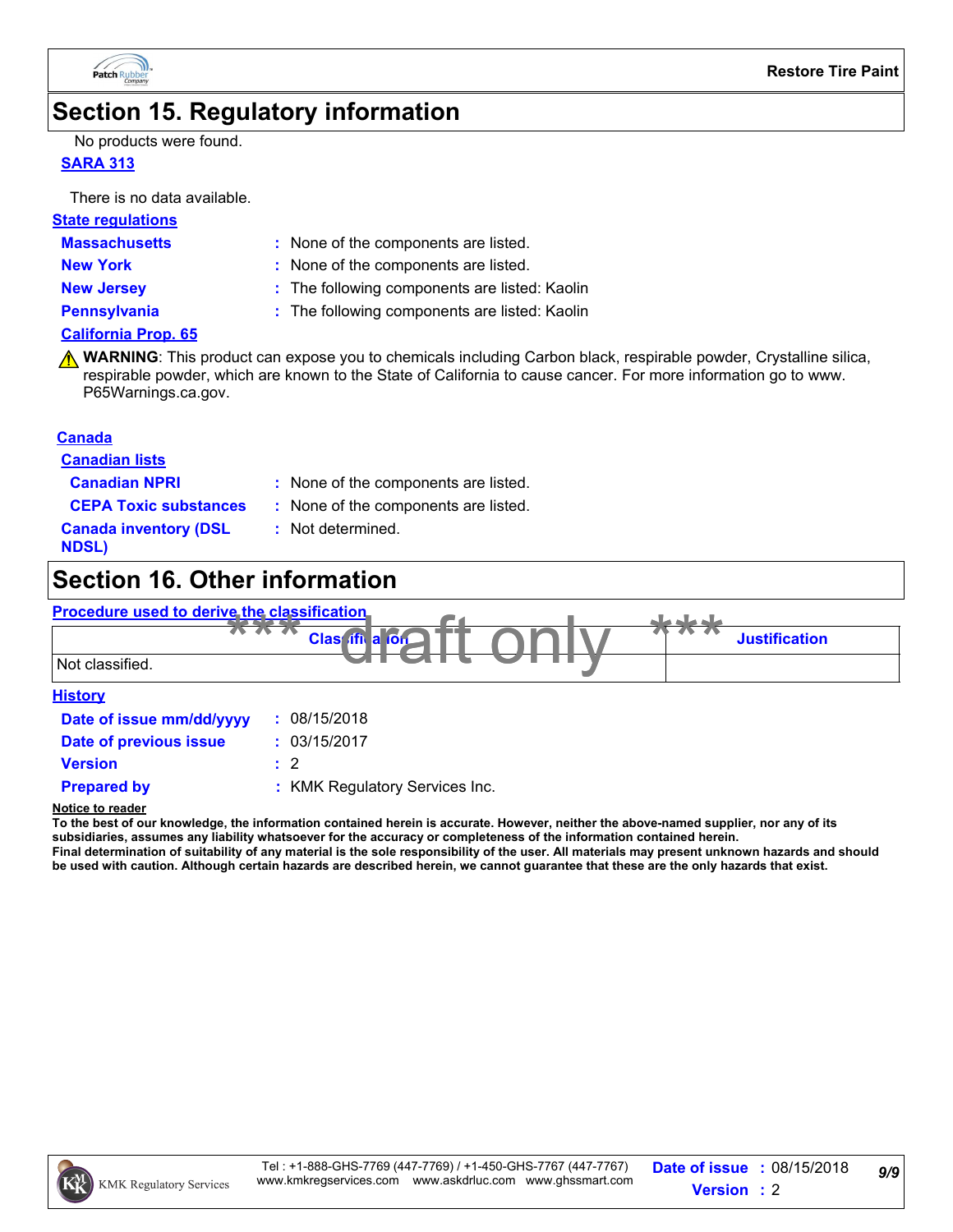## Section 15. Regulatory information

No products were found.

**SARA 313**

There is no data available.

**State regulations**

| | |
|---|---|
| **Massachusetts** | : None of the components are listed. |
| **New York** | : None of the components are listed. |
| **New Jersey** | : The following components are listed: Kaolin |
| **Pennsylvania** | : The following components are listed: Kaolin |

**California Prop. 65**

⚠ **WARNING**: This product can expose you to chemicals including Carbon black, respirable powder, Crystalline silica, respirable powder, which are known to the State of California to cause cancer. For more information go to www.P65Warnings.ca.gov.

**Canada**

**Canadian lists**

| | |
|---|---|
| **Canadian NPRI** | : None of the components are listed. |
| **CEPA Toxic substances** | : None of the components are listed. |
| **Canada inventory (DSL NDSL)** | : Not determined. |

## Section 16. Other information

**Procedure used to derive the classification**

*** draft only ***

| Classification | Justification |
|---|---|
| Not classified. | |

**History**

| | |
|---|---|
| **Date of issue mm/dd/yyyy** | : 08/15/2018 |
| **Date of previous issue** | : 03/15/2017 |
| **Version** | : 2 |
| **Prepared by** | : KMK Regulatory Services Inc. |

**Notice to reader**

**To the best of our knowledge, the information contained herein is accurate. However, neither the above-named supplier, nor any of its subsidiaries, assumes any liability whatsoever for the accuracy or completeness of the information contained herein.**
**Final determination of suitability of any material is the sole responsibility of the user. All materials may present unknown hazards and should be used with caution. Although certain hazards are described herein, we cannot guarantee that these are the only hazards that exist.**